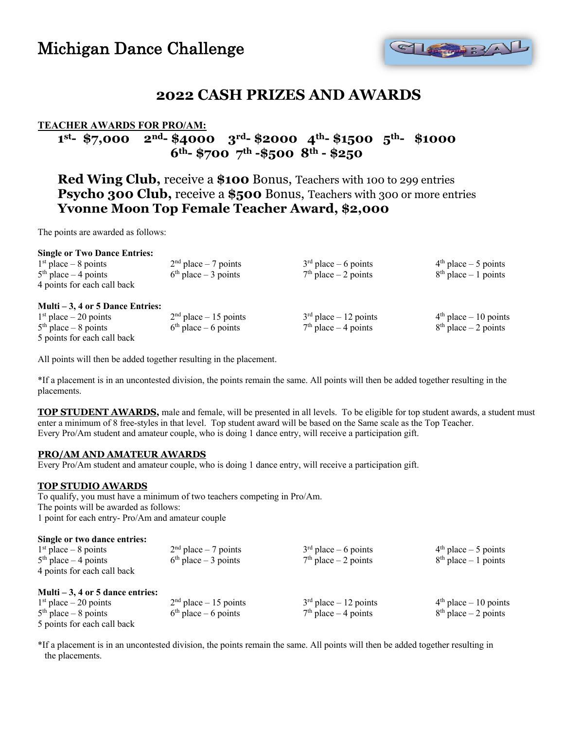# Michigan Dance Challenge

## 2022 CASH PRIZES AND AWARDS

**TEACHER AWARDS FOR PRO/AM:**

**1st- $7,000 2nd- $4000 3rd- $2000 4th- $1500 5th- $1000**
**6th- $700 7th -$500 8th - $250**

**Red Wing Club,** receive a **$100** Bonus, Teachers with 100 to 299 entries
**Psycho 300 Club,** receive a **$500** Bonus, Teachers with 300 or more entries
**Yvonne Moon Top Female Teacher Award, $2,000**

The points are awarded as follows:

**Single or Two Dance Entries:**

| | | | |
|---|---|---|---|
| 1st place – 8 points | 2nd place – 7 points | 3rd place – 6 points | 4th place – 5 points |
| 5th place – 4 points | 6th place – 3 points | 7th place – 2 points | 8th place – 1 points |

4 points for each call back

**Multi – 3, 4 or 5 Dance Entries:**

| | | | |
|---|---|---|---|
| 1st place – 20 points | 2nd place – 15 points | 3rd place – 12 points | 4th place – 10 points |
| 5th place – 8 points | 6th place – 6 points | 7th place – 4 points | 8th place – 2 points |

5 points for each call back

All points will then be added together resulting in the placement.

*If a placement is in an uncontested division, the points remain the same. All points will then be added together resulting in the placements.

**TOP STUDENT AWARDS,** male and female, will be presented in all levels. To be eligible for top student awards, a student must enter a minimum of 8 free-styles in that level. Top student award will be based on the Same scale as the Top Teacher.
Every Pro/Am student and amateur couple, who is doing 1 dance entry, will receive a participation gift.

**PRO/AM AND AMATEUR AWARDS**

Every Pro/Am student and amateur couple, who is doing 1 dance entry, will receive a participation gift.

**TOP STUDIO AWARDS**

To qualify, you must have a minimum of two teachers competing in Pro/Am.
The points will be awarded as follows:
1 point for each entry- Pro/Am and amateur couple

**Single or two dance entries:**

| | | | |
|---|---|---|---|
| 1st place – 8 points | 2nd place – 7 points | 3rd place – 6 points | 4th place – 5 points |
| 5th place – 4 points | 6th place – 3 points | 7th place – 2 points | 8th place – 1 points |

4 points for each call back

**Multi – 3, 4 or 5 dance entries:**

| | | | |
|---|---|---|---|
| 1st place – 20 points | 2nd place – 15 points | 3rd place – 12 points | 4th place – 10 points |
| 5th place – 8 points | 6th place – 6 points | 7th place – 4 points | 8th place – 2 points |

5 points for each call back

*If a placement is in an uncontested division, the points remain the same. All points will then be added together resulting in the placements.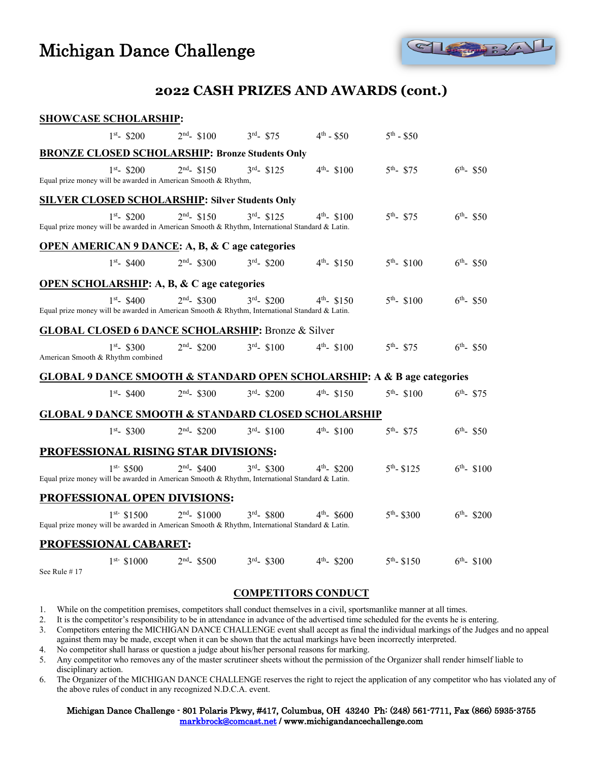# Michigan Dance Challenge

## 2022 CASH PRIZES AND AWARDS (cont.)

**SHOWCASE SCHOLARSHIP:**

1st- $200 | 2nd- $100 | 3rd- $75 | 4th - $50 | 5th - $50

**BRONZE CLOSED SCHOLARSHIP: Bronze Students Only**

1st- $200 | 2nd- $150 | 3rd- $125 | 4th- $100 | 5th- $75 | 6th- $50

Equal prize money will be awarded in American Smooth & Rhythm,

**SILVER CLOSED SCHOLARSHIP: Silver Students Only**

1st- $200 | 2nd- $150 | 3rd- $125 | 4th- $100 | 5th- $75 | 6th- $50

Equal prize money will be awarded in American Smooth & Rhythm, International Standard & Latin.

**OPEN AMERICAN 9 DANCE: A, B, & C age categories**

1st- $400 | 2nd- $300 | 3rd- $200 | 4th- $150 | 5th- $100 | 6th- $50

**OPEN SCHOLARSHIP: A, B, & C age categories**

1st- $400 | 2nd- $300 | 3rd- $200 | 4th- $150 | 5th- $100 | 6th- $50

Equal prize money will be awarded in American Smooth & Rhythm, International Standard & Latin.

**GLOBAL CLOSED 6 DANCE SCHOLARSHIP:** Bronze & Silver

1st- $300 | 2nd- $200 | 3rd- $100 | 4th- $100 | 5th- $75 | 6th- $50

American Smooth & Rhythm combined

**GLOBAL 9 DANCE SMOOTH & STANDARD OPEN SCHOLARSHIP: A & B age categories**

1st- $400 | 2nd- $300 | 3rd- $200 | 4th- $150 | 5th- $100 | 6th- $75

**GLOBAL 9 DANCE SMOOTH & STANDARD CLOSED SCHOLARSHIP**

1st- $300 | 2nd- $200 | 3rd- $100 | 4th- $100 | 5th- $75 | 6th- $50

**PROFESSIONAL RISING STAR DIVISIONS:**

1st- $500 | 2nd- $400 | 3rd- $300 | 4th- $200 | 5th- $125 | 6th- $100

Equal prize money will be awarded in American Smooth & Rhythm, International Standard & Latin.

**PROFESSIONAL OPEN DIVISIONS:**

1st- $1500 | 2nd- $1000 | 3rd- $800 | 4th- $600 | 5th- $300 | 6th- $200

Equal prize money will be awarded in American Smooth & Rhythm, International Standard & Latin.

**PROFESSIONAL CABARET:**

1st- $1000 | 2nd- $500 | 3rd- $300 | 4th- $200 | 5th- $150 | 6th- $100

See Rule # 17

### COMPETITORS CONDUCT

1. While on the competition premises, competitors shall conduct themselves in a civil, sportsmanlike manner at all times.
2. It is the competitor's responsibility to be in attendance in advance of the advertised time scheduled for the events he is entering.
3. Competitors entering the MICHIGAN DANCE CHALLENGE event shall accept as final the individual markings of the Judges and no appeal against them may be made, except when it can be shown that the actual markings have been incorrectly interpreted.
4. No competitor shall harass or question a judge about his/her personal reasons for marking.
5. Any competitor who removes any of the master scrutineer sheets without the permission of the Organizer shall render himself liable to disciplinary action.
6. The Organizer of the MICHIGAN DANCE CHALLENGE reserves the right to reject the application of any competitor who has violated any of the above rules of conduct in any recognized N.D.C.A. event.

Michigan Dance Challenge - 801 Polaris Pkwy, #417, Columbus, OH 43240 Ph: (248) 561-7711, Fax (866) 5935-3755
markbrock@comcast.net / www.michigandancechallenge.com